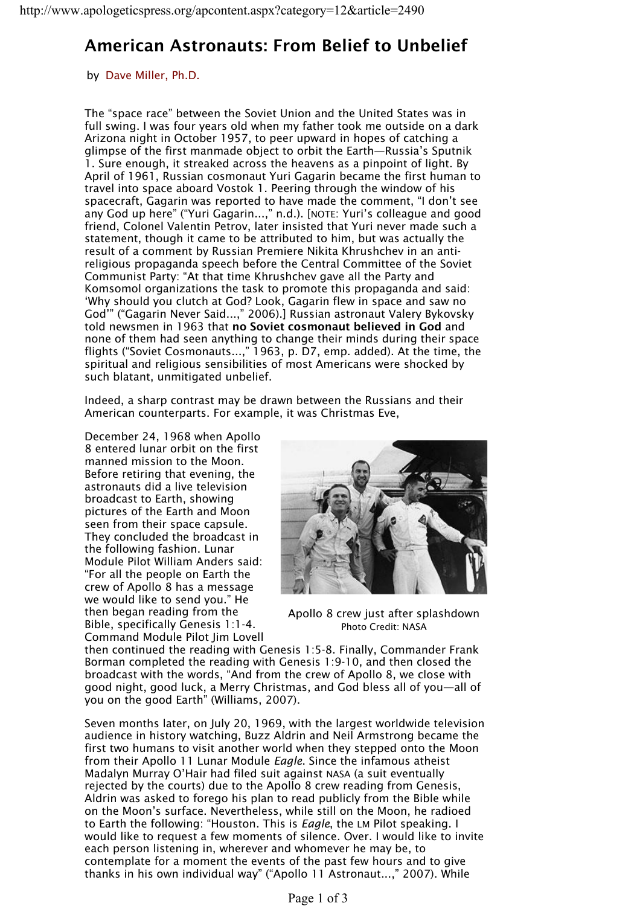# American Astronauts: From Belief to Unbelief

by Dave Miller, Ph.D.

The "space race" between the Soviet Union and the United States was in full swing. I was four years old when my father took me outside on a dark Arizona night in October 1957, to peer upward in hopes of catching a glimpse of the first manmade object to orbit the Earth—Russia's Sputnik 1. Sure enough, it streaked across the heavens as a pinpoint of light. By April of 1961, Russian cosmonaut Yuri Gagarin became the first human to travel into space aboard Vostok 1. Peering through the window of his spacecraft, Gagarin was reported to have made the comment, "I don't see any God up here" ("Yuri Gagarin...," n.d.). [NOTE: Yuri's colleague and good friend, Colonel Valentin Petrov, later insisted that Yuri never made such a statement, though it came to be attributed to him, but was actually the result of a comment by Russian Premiere Nikita Khrushchev in an anti-religious propaganda speech before the Central Committee of the Soviet Communist Party: "At that time Khrushchev gave all the Party and Komsomol organizations the task to promote this propaganda and said: 'Why should you clutch at God? Look, Gagarin flew in space and saw no God'" ("Gagarin Never Said...," 2006).] Russian astronaut Valery Bykovsky told newsmen in 1963 that **no Soviet cosmonaut believed in God** and none of them had seen anything to change their minds during their space flights ("Soviet Cosmonauts...," 1963, p. D7, emp. added). At the time, the spiritual and religious sensibilities of most Americans were shocked by such blatant, unmitigated unbelief.

Indeed, a sharp contrast may be drawn between the Russians and their American counterparts. For example, it was Christmas Eve, December 24, 1968 when Apollo 8 entered lunar orbit on the first manned mission to the Moon. Before retiring that evening, the astronauts did a live television broadcast to Earth, showing pictures of the Earth and Moon seen from their space capsule. They concluded the broadcast in the following fashion. Lunar Module Pilot William Anders said: "For all the people on Earth the crew of Apollo 8 has a message we would like to send you." He then began reading from the Bible, specifically Genesis 1:1-4. Command Module Pilot Jim Lovell then continued the reading with Genesis 1:5-8. Finally, Commander Frank Borman completed the reading with Genesis 1:9-10, and then closed the broadcast with the words, "And from the crew of Apollo 8, we close with good night, good luck, a Merry Christmas, and God bless all of you—all of you on the good Earth" (Williams, 2007).

Apollo 8 crew just after splashdown
Photo Credit: NASA

Seven months later, on July 20, 1969, with the largest worldwide television audience in history watching, Buzz Aldrin and Neil Armstrong became the first two humans to visit another world when they stepped onto the Moon from their Apollo 11 Lunar Module *Eagle*. Since the infamous atheist Madalyn Murray O'Hair had filed suit against NASA (a suit eventually rejected by the courts) due to the Apollo 8 crew reading from Genesis, Aldrin was asked to forego his plan to read publicly from the Bible while on the Moon's surface. Nevertheless, while still on the Moon, he radioed to Earth the following: "Houston. This is *Eagle*, the LM Pilot speaking. I would like to request a few moments of silence. Over. I would like to invite each person listening in, wherever and whomever he may be, to contemplate for a moment the events of the past few hours and to give thanks in his own individual way" ("Apollo 11 Astronaut...," 2007). While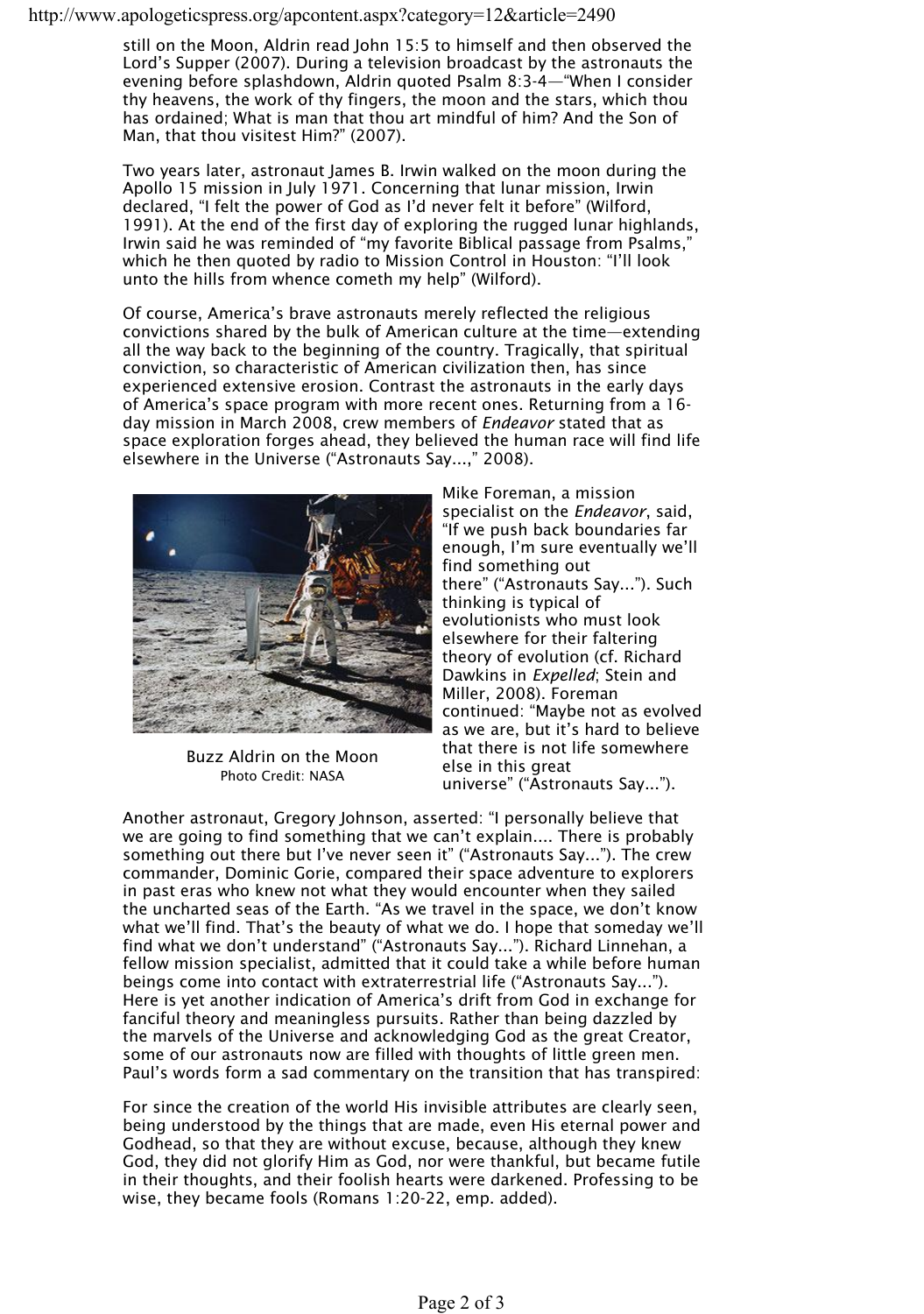still on the Moon, Aldrin read John 15:5 to himself and then observed the Lord's Supper (2007). During a television broadcast by the astronauts the evening before splashdown, Aldrin quoted Psalm 8:3-4—"When I consider thy heavens, the work of thy fingers, the moon and the stars, which thou has ordained; What is man that thou art mindful of him? And the Son of Man, that thou visitest Him?" (2007).

Two years later, astronaut James B. Irwin walked on the moon during the Apollo 15 mission in July 1971. Concerning that lunar mission, Irwin declared, "I felt the power of God as I'd never felt it before" (Wilford, 1991). At the end of the first day of exploring the rugged lunar highlands, Irwin said he was reminded of "my favorite Biblical passage from Psalms," which he then quoted by radio to Mission Control in Houston: "I'll look unto the hills from whence cometh my help" (Wilford).

Of course, America's brave astronauts merely reflected the religious convictions shared by the bulk of American culture at the time—extending all the way back to the beginning of the country. Tragically, that spiritual conviction, so characteristic of American civilization then, has since experienced extensive erosion. Contrast the astronauts in the early days of America's space program with more recent ones. Returning from a 16-day mission in March 2008, crew members of *Endeavor* stated that as space exploration forges ahead, they believed the human race will find life elsewhere in the Universe ("Astronauts Say...," 2008).

Buzz Aldrin on the Moon
Photo Credit: NASA

Mike Foreman, a mission specialist on the *Endeavor*, said, "If we push back boundaries far enough, I'm sure eventually we'll find something out there" ("Astronauts Say..."). Such thinking is typical of evolutionists who must look elsewhere for their faltering theory of evolution (cf. Richard Dawkins in *Expelled*; Stein and Miller, 2008). Foreman continued: "Maybe not as evolved as we are, but it's hard to believe that there is not life somewhere else in this great universe" ("Astronauts Say...").

Another astronaut, Gregory Johnson, asserted: "I personally believe that we are going to find something that we can't explain.... There is probably something out there but I've never seen it" ("Astronauts Say..."). The crew commander, Dominic Gorie, compared their space adventure to explorers in past eras who knew not what they would encounter when they sailed the uncharted seas of the Earth. "As we travel in the space, we don't know what we'll find. That's the beauty of what we do. I hope that someday we'll find what we don't understand" ("Astronauts Say..."). Richard Linnehan, a fellow mission specialist, admitted that it could take a while before human beings come into contact with extraterrestrial life ("Astronauts Say..."). Here is yet another indication of America's drift from God in exchange for fanciful theory and meaningless pursuits. Rather than being dazzled by the marvels of the Universe and acknowledging God as the great Creator, some of our astronauts now are filled with thoughts of little green men. Paul's words form a sad commentary on the transition that has transpired:

For since the creation of the world His invisible attributes are clearly seen, being understood by the things that are made, even His eternal power and Godhead, so that they are without excuse, because, although they knew God, they did not glorify Him as God, nor were thankful, but became futile in their thoughts, and their foolish hearts were darkened. Professing to be wise, they became fools (Romans 1:20-22, emp. added).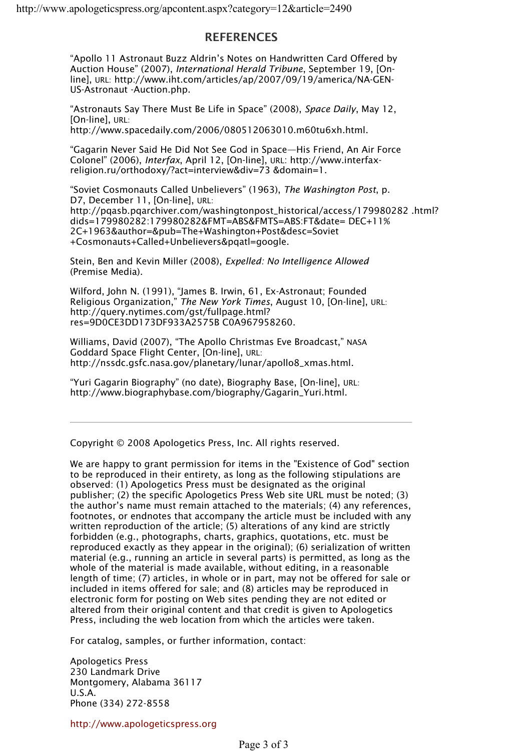## REFERENCES

"Apollo 11 Astronaut Buzz Aldrin's Notes on Handwritten Card Offered by Auction House" (2007), *International Herald Tribune*, September 19, [On-line], URL: http://www.iht.com/articles/ap/2007/09/19/america/NA-GEN-US-Astronaut -Auction.php.

"Astronauts Say There Must Be Life in Space" (2008), *Space Daily*, May 12, [On-line], URL: http://www.spacedaily.com/2006/080512063010.m60tu6xh.html.

"Gagarin Never Said He Did Not See God in Space—His Friend, An Air Force Colonel" (2006), *Interfax*, April 12, [On-line], URL: http://www.interfax-religion.ru/orthodoxy/?act=interview&div=73 &domain=1.

"Soviet Cosmonauts Called Unbelievers" (1963), *The Washington Post*, p. D7, December 11, [On-line], URL: http://pqasb.pqarchiver.com/washingtonpost_historical/access/179980282 .html?dids=179980282:179980282&FMT=ABS&FMTS=ABS:FT&date= DEC+11%2C+1963&author=&pub=The+Washington+Post&desc=Soviet +Cosmonauts+Called+Unbelievers&pqatl=google.

Stein, Ben and Kevin Miller (2008), *Expelled: No Intelligence Allowed* (Premise Media).

Wilford, John N. (1991), "James B. Irwin, 61, Ex-Astronaut; Founded Religious Organization," *The New York Times*, August 10, [On-line], URL: http://query.nytimes.com/gst/fullpage.html?res=9D0CE3DD173DF933A2575B C0A967958260.

Williams, David (2007), "The Apollo Christmas Eve Broadcast," NASA Goddard Space Flight Center, [On-line], URL: http://nssdc.gsfc.nasa.gov/planetary/lunar/apollo8_xmas.html.

"Yuri Gagarin Biography" (no date), Biography Base, [On-line], URL: http://www.biographybase.com/biography/Gagarin_Yuri.html.

---

Copyright © 2008 Apologetics Press, Inc. All rights reserved.

We are happy to grant permission for items in the "Existence of God" section to be reproduced in their entirety, as long as the following stipulations are observed: (1) Apologetics Press must be designated as the original publisher; (2) the specific Apologetics Press Web site URL must be noted; (3) the author's name must remain attached to the materials; (4) any references, footnotes, or endnotes that accompany the article must be included with any written reproduction of the article; (5) alterations of any kind are strictly forbidden (e.g., photographs, charts, graphics, quotations, etc. must be reproduced exactly as they appear in the original); (6) serialization of written material (e.g., running an article in several parts) is permitted, as long as the whole of the material is made available, without editing, in a reasonable length of time; (7) articles, in whole or in part, may not be offered for sale or included in items offered for sale; and (8) articles may be reproduced in electronic form for posting on Web sites pending they are not edited or altered from their original content and that credit is given to Apologetics Press, including the web location from which the articles were taken.

For catalog, samples, or further information, contact:

Apologetics Press
230 Landmark Drive
Montgomery, Alabama 36117
U.S.A.
Phone (334) 272-8558

http://www.apologeticspress.org